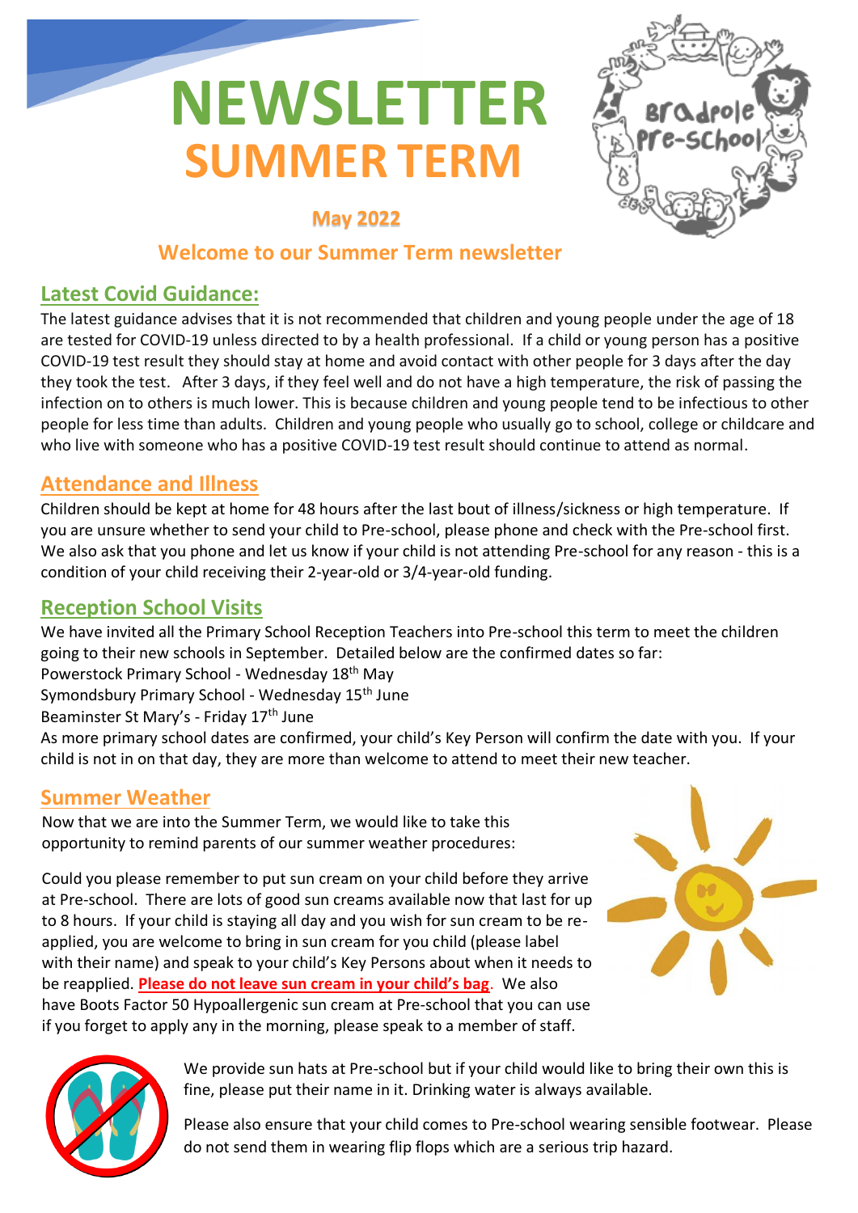# NEWSLETTER
# SUMMER TERM

Bradpole Pre-School

**May 2022**

## Welcome to our Summer Term newsletter

## Latest Covid Guidance:

The latest guidance advises that it is not recommended that children and young people under the age of 18 are tested for COVID-19 unless directed to by a health professional. If a child or young person has a positive COVID-19 test result they should stay at home and avoid contact with other people for 3 days after the day they took the test. After 3 days, if they feel well and do not have a high temperature, the risk of passing the infection on to others is much lower. This is because children and young people tend to be infectious to other people for less time than adults. Children and young people who usually go to school, college or childcare and who live with someone who has a positive COVID-19 test result should continue to attend as normal.

## Attendance and Illness

Children should be kept at home for 48 hours after the last bout of illness/sickness or high temperature. If you are unsure whether to send your child to Pre-school, please phone and check with the Pre-school first. We also ask that you phone and let us know if your child is not attending Pre-school for any reason - this is a condition of your child receiving their 2-year-old or 3/4-year-old funding.

## Reception School Visits

We have invited all the Primary School Reception Teachers into Pre-school this term to meet the children going to their new schools in September. Detailed below are the confirmed dates so far:

Powerstock Primary School - Wednesday 18th May
Symondsbury Primary School - Wednesday 15th June
Beaminster St Mary's - Friday 17th June

As more primary school dates are confirmed, your child's Key Person will confirm the date with you. If your child is not in on that day, they are more than welcome to attend to meet their new teacher.

## Summer Weather

Now that we are into the Summer Term, we would like to take this opportunity to remind parents of our summer weather procedures:

Could you please remember to put sun cream on your child before they arrive at Pre-school. There are lots of good sun creams available now that last for up to 8 hours. If your child is staying all day and you wish for sun cream to be re-applied, you are welcome to bring in sun cream for you child (please label with their name) and speak to your child's Key Persons about when it needs to be reapplied. **Please do not leave sun cream in your child's bag**. We also have Boots Factor 50 Hypoallergenic sun cream at Pre-school that you can use if you forget to apply any in the morning, please speak to a member of staff.

We provide sun hats at Pre-school but if your child would like to bring their own this is fine, please put their name in it. Drinking water is always available.

Please also ensure that your child comes to Pre-school wearing sensible footwear. Please do not send them in wearing flip flops which are a serious trip hazard.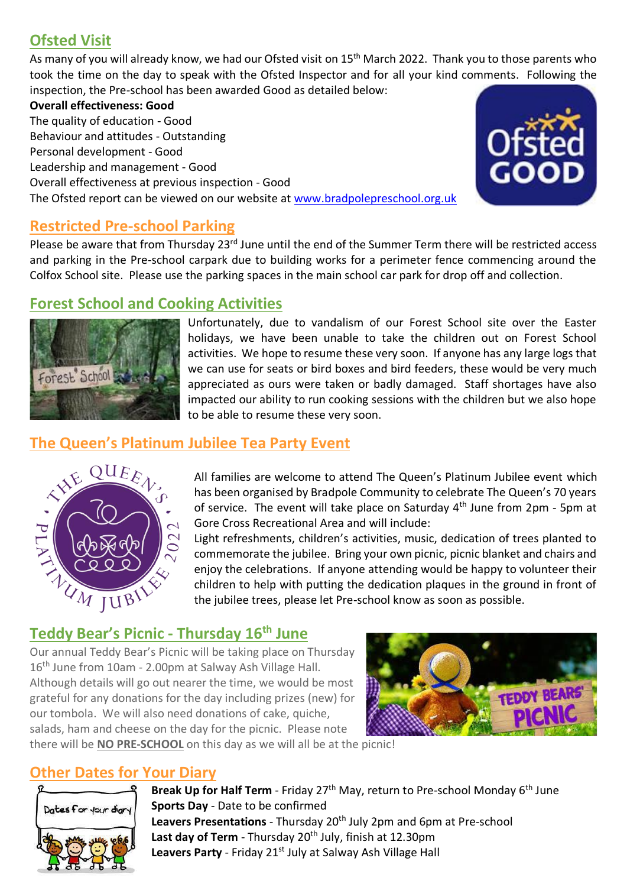## Ofsted Visit

As many of you will already know, we had our Ofsted visit on 15th March 2022. Thank you to those parents who took the time on the day to speak with the Ofsted Inspector and for all your kind comments. Following the inspection, the Pre-school has been awarded Good as detailed below:

**Overall effectiveness: Good**
The quality of education - Good
Behaviour and attitudes - Outstanding
Personal development - Good
Leadership and management - Good
Overall effectiveness at previous inspection - Good
The Ofsted report can be viewed on our website at www.bradpolepreschool.org.uk

## Restricted Pre-school Parking

Please be aware that from Thursday 23rd June until the end of the Summer Term there will be restricted access and parking in the Pre-school carpark due to building works for a perimeter fence commencing around the Colfox School site. Please use the parking spaces in the main school car park for drop off and collection.

## Forest School and Cooking Activities

Unfortunately, due to vandalism of our Forest School site over the Easter holidays, we have been unable to take the children out on Forest School activities. We hope to resume these very soon. If anyone has any large logs that we can use for seats or bird boxes and bird feeders, these would be very much appreciated as ours were taken or badly damaged. Staff shortages have also impacted our ability to run cooking sessions with the children but we also hope to be able to resume these very soon.

## The Queen's Platinum Jubilee Tea Party Event

All families are welcome to attend The Queen's Platinum Jubilee event which has been organised by Bradpole Community to celebrate The Queen's 70 years of service. The event will take place on Saturday 4th June from 2pm - 5pm at Gore Cross Recreational Area and will include:

Light refreshments, children's activities, music, dedication of trees planted to commemorate the jubilee. Bring your own picnic, picnic blanket and chairs and enjoy the celebrations. If anyone attending would be happy to volunteer their children to help with putting the dedication plaques in the ground in front of the jubilee trees, please let Pre-school know as soon as possible.

## Teddy Bear's Picnic - Thursday 16th June

Our annual Teddy Bear's Picnic will be taking place on Thursday 16th June from 10am - 2.00pm at Salway Ash Village Hall. Although details will go out nearer the time, we would be most grateful for any donations for the day including prizes (new) for our tombola. We will also need donations of cake, quiche, salads, ham and cheese on the day for the picnic. Please note there will be **NO PRE-SCHOOL** on this day as we will all be at the picnic!

## Other Dates for Your Diary

**Break Up for Half Term** - Friday 27th May, return to Pre-school Monday 6th June
**Sports Day** - Date to be confirmed
**Leavers Presentations** - Thursday 20th July 2pm and 6pm at Pre-school
**Last day of Term** - Thursday 20th July, finish at 12.30pm
**Leavers Party** - Friday 21st July at Salway Ash Village Hall